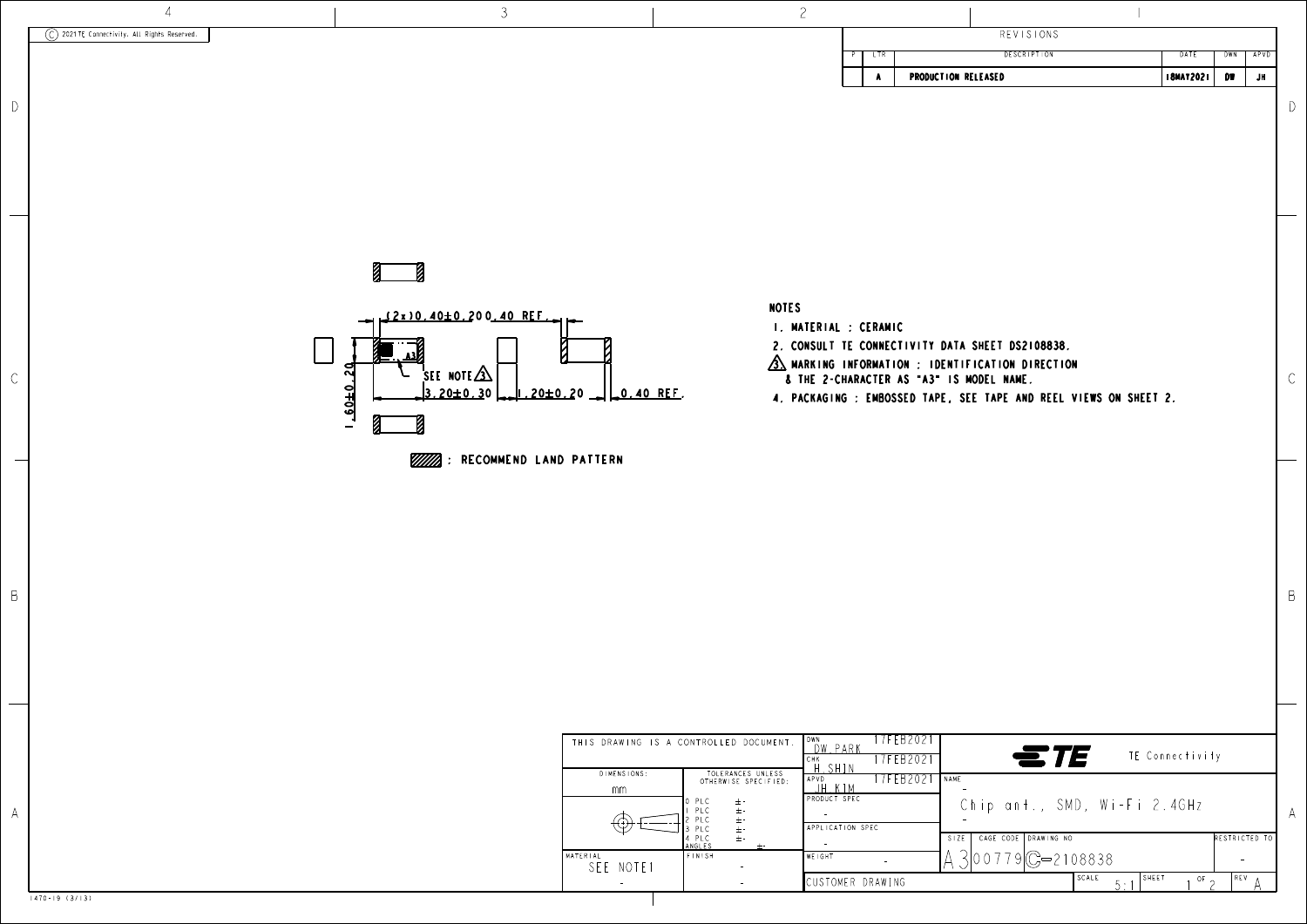© 2021 TE Connectivity. All Rights Reserved.

## REVISIONS

| P | LTR | DESCRIPTION | DATE | DWN | APVD |
|---|---|---|---|---|---|
| | A | PRODUCTION RELEASED | 18MAY2021 | DW | JH |

(2x)0.40±0.20 0.40 REF.

A3

SEE NOTE 3

3.20±0.30

1.60±0.20

1.20±0.20

0.40 REF.

: RECOMMEND LAND PATTERN

## NOTES

1. MATERIAL : CERAMIC
2. CONSULT TE CONNECTIVITY DATA SHEET DS2108838.
3. MARKING INFORMATION : IDENTIFICATION DIRECTION & THE 2-CHARACTER AS "A3" IS MODEL NAME.
4. PACKAGING : EMBOSSED TAPE, SEE TAPE AND REEL VIEWS ON SHEET 2.

| THIS DRAWING IS A CONTROLLED DOCUMENT. | | DWN DW PARK 17FEB2021 | TE Connectivity |
|---|---|---|---|
| | | CHK H SHIN 17FEB2021 | |
| DIMENSIONS: mm | TOLERANCES UNLESS OTHERWISE SPECIFIED: 0 PLC ±- 1 PLC ±- 2 PLC ±- 3 PLC ±- 4 PLC ±- ANGLES ±- | APVD JH KIM 17FEB2021 | NAME - Chip ant., SMD, Wi-Fi 2.4GHz - |
| | | PRODUCT SPEC - | |
| | | APPLICATION SPEC - | SIZE A3 CAGE CODE 00779 DRAWING NO C-2108838 RESTRICTED TO - |
| MATERIAL SEE NOTE1 - | FINISH - - | WEIGHT - | SCALE 5:1 SHEET 1 OF 2 REV A |
| | | CUSTOMER DRAWING | |

1470-19 (3/13)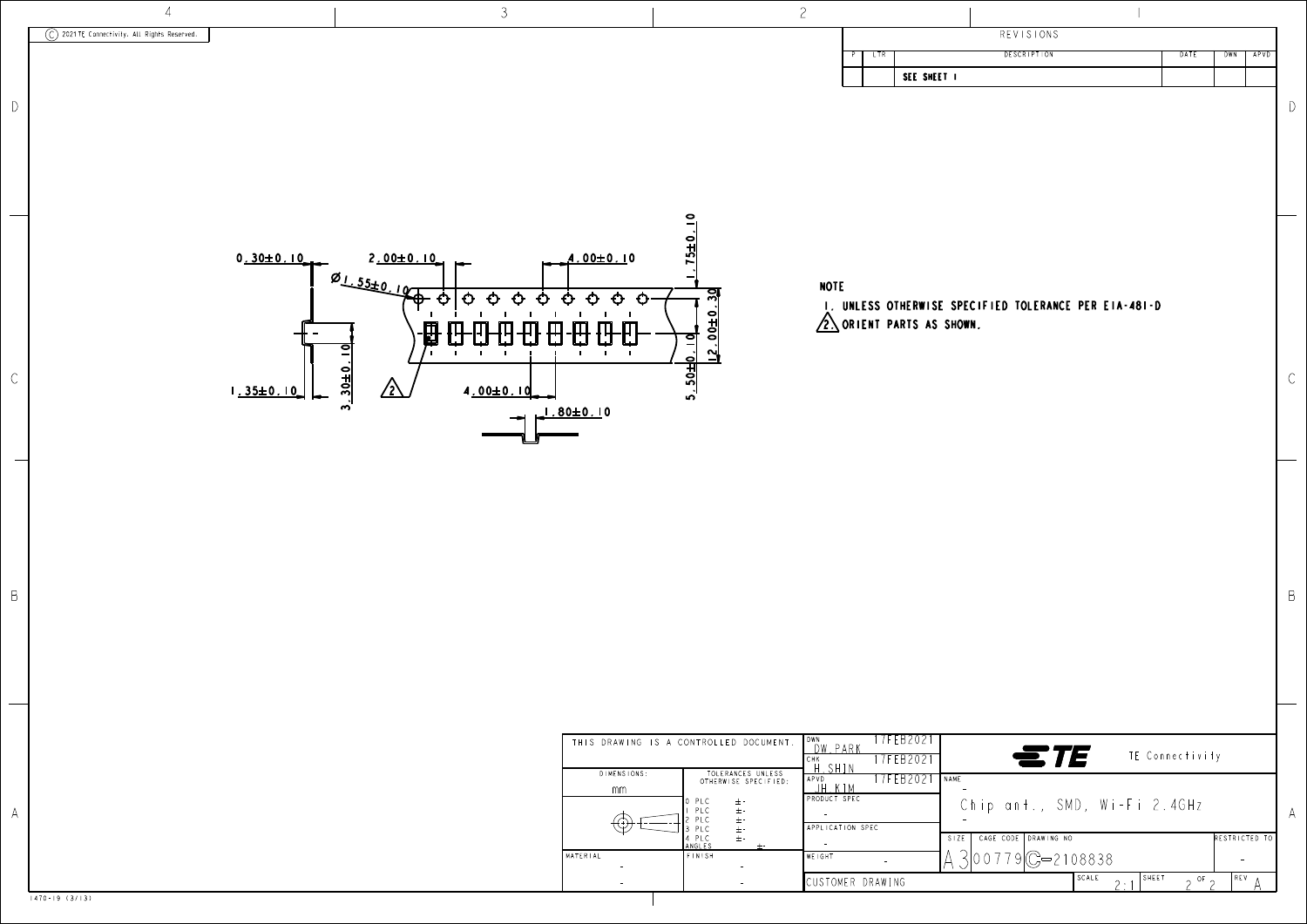© 2021 TE Connectivity. All Rights Reserved.

| P | LTR | REVISIONS DESCRIPTION | DATE | DWN | APVD |
|---|---|---|---|---|---|
| | | SEE SHEET 1 | | | |

0.30±0.10
2.00±0.10
4.00±0.10
Ø1.55±0.10
1.75±0.10
12.00±0.30
5.50±0.10
1.35±0.10
3.30±0.10
2
4.00±0.10
1.80±0.10

NOTE

1. UNLESS OTHERWISE SPECIFIED TOLERANCE PER EIA-481-D
2. ORIENT PARTS AS SHOWN.

| | | | |
|---|---|---|---|
| THIS DRAWING IS A CONTROLLED DOCUMENT. | | DWN DW PARK 17FEB2021 | TE Connectivity |
| DIMENSIONS: mm | TOLERANCES UNLESS OTHERWISE SPECIFIED: 0 PLC ±- 1 PLC ±- 2 PLC ±- 3 PLC ±- 4 PLC ±- ANGLES ±- | CHK H SHIN 17FEB2021 | NAME - Chip ant., SMD, Wi-Fi 2.4GHz - |
| | | APVD JH KIM 17FEB2021 | |
| | | PRODUCT SPEC - | |
| | | APPLICATION SPEC - | SIZE A3 CAGE CODE 00779 DRAWING NO C-2108838 RESTRICTED TO - |
| MATERIAL - | FINISH - | WEIGHT - | SCALE 2:1 SHEET 2 OF 2 REV A |
| - | - | CUSTOMER DRAWING | |

1470-19 (3/13)